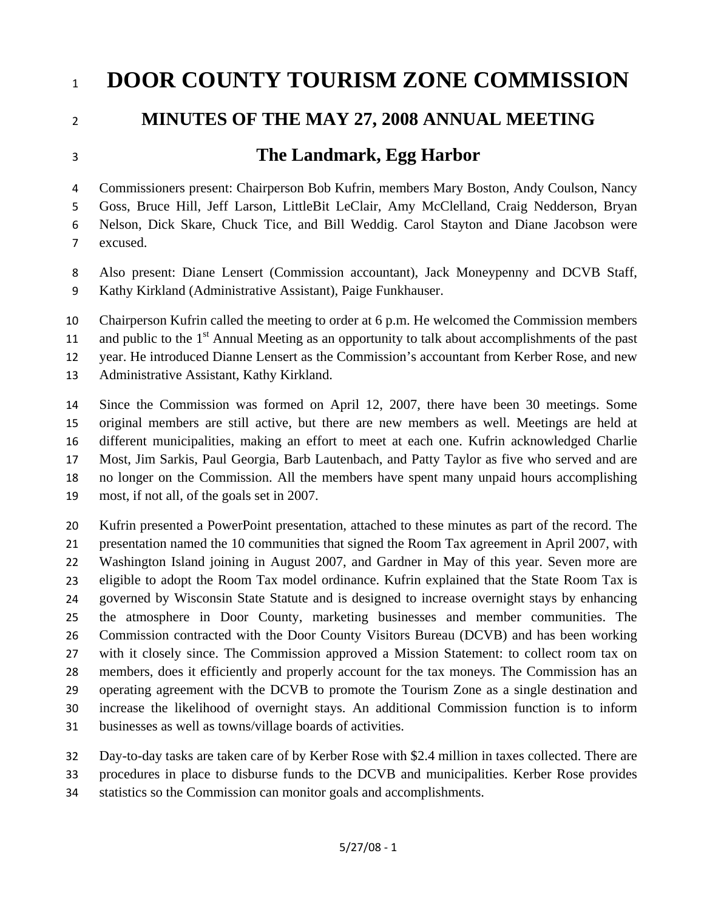# DOOR COUNTY TOURISM ZONE COMMISSION

## MINUTES OF THE MAY 27, 2008 ANNUAL MEETING

## The Landmark, Egg Harbor

Commissioners present: Chairperson Bob Kufrin, members Mary Boston, Andy Coulson, Nancy Goss, Bruce Hill, Jeff Larson, LittleBit LeClair, Amy McClelland, Craig Nedderson, Bryan Nelson, Dick Skare, Chuck Tice, and Bill Weddig. Carol Stayton and Diane Jacobson were excused.

Also present: Diane Lensert (Commission accountant), Jack Moneypenny and DCVB Staff, Kathy Kirkland (Administrative Assistant), Paige Funkhauser.

Chairperson Kufrin called the meeting to order at 6 p.m. He welcomed the Commission members and public to the 1st Annual Meeting as an opportunity to talk about accomplishments of the past year. He introduced Dianne Lensert as the Commission's accountant from Kerber Rose, and new Administrative Assistant, Kathy Kirkland.

Since the Commission was formed on April 12, 2007, there have been 30 meetings. Some original members are still active, but there are new members as well. Meetings are held at different municipalities, making an effort to meet at each one. Kufrin acknowledged Charlie Most, Jim Sarkis, Paul Georgia, Barb Lautenbach, and Patty Taylor as five who served and are no longer on the Commission. All the members have spent many unpaid hours accomplishing most, if not all, of the goals set in 2007.

Kufrin presented a PowerPoint presentation, attached to these minutes as part of the record. The presentation named the 10 communities that signed the Room Tax agreement in April 2007, with Washington Island joining in August 2007, and Gardner in May of this year. Seven more are eligible to adopt the Room Tax model ordinance. Kufrin explained that the State Room Tax is governed by Wisconsin State Statute and is designed to increase overnight stays by enhancing the atmosphere in Door County, marketing businesses and member communities. The Commission contracted with the Door County Visitors Bureau (DCVB) and has been working with it closely since. The Commission approved a Mission Statement: to collect room tax on members, does it efficiently and properly account for the tax moneys. The Commission has an operating agreement with the DCVB to promote the Tourism Zone as a single destination and increase the likelihood of overnight stays. An additional Commission function is to inform businesses as well as towns/village boards of activities.

Day-to-day tasks are taken care of by Kerber Rose with $2.4 million in taxes collected. There are procedures in place to disburse funds to the DCVB and municipalities. Kerber Rose provides statistics so the Commission can monitor goals and accomplishments.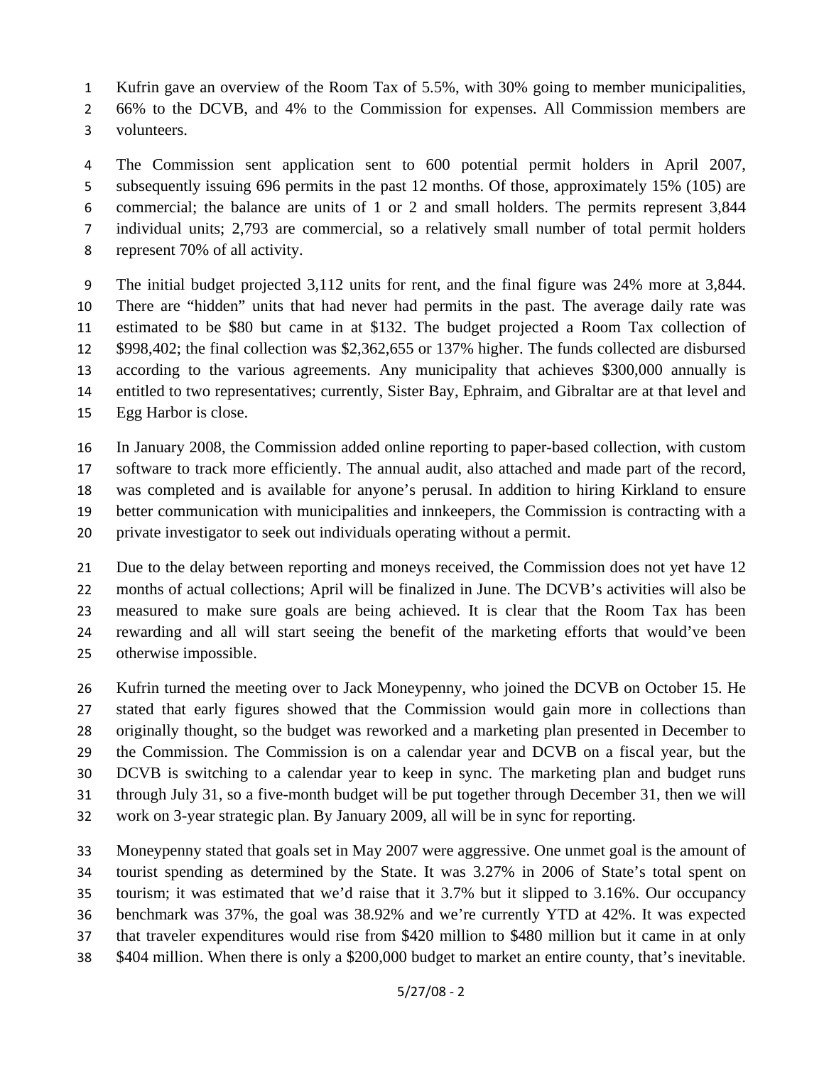Kufrin gave an overview of the Room Tax of 5.5%, with 30% going to member municipalities, 66% to the DCVB, and 4% to the Commission for expenses. All Commission members are volunteers.

The Commission sent application sent to 600 potential permit holders in April 2007, subsequently issuing 696 permits in the past 12 months. Of those, approximately 15% (105) are commercial; the balance are units of 1 or 2 and small holders. The permits represent 3,844 individual units; 2,793 are commercial, so a relatively small number of total permit holders represent 70% of all activity.

The initial budget projected 3,112 units for rent, and the final figure was 24% more at 3,844. There are "hidden" units that had never had permits in the past. The average daily rate was estimated to be $80 but came in at $132. The budget projected a Room Tax collection of $998,402; the final collection was $2,362,655 or 137% higher. The funds collected are disbursed according to the various agreements. Any municipality that achieves $300,000 annually is entitled to two representatives; currently, Sister Bay, Ephraim, and Gibraltar are at that level and Egg Harbor is close.

In January 2008, the Commission added online reporting to paper-based collection, with custom software to track more efficiently. The annual audit, also attached and made part of the record, was completed and is available for anyone's perusal. In addition to hiring Kirkland to ensure better communication with municipalities and innkeepers, the Commission is contracting with a private investigator to seek out individuals operating without a permit.

Due to the delay between reporting and moneys received, the Commission does not yet have 12 months of actual collections; April will be finalized in June. The DCVB's activities will also be measured to make sure goals are being achieved. It is clear that the Room Tax has been rewarding and all will start seeing the benefit of the marketing efforts that would've been otherwise impossible.

Kufrin turned the meeting over to Jack Moneypenny, who joined the DCVB on October 15. He stated that early figures showed that the Commission would gain more in collections than originally thought, so the budget was reworked and a marketing plan presented in December to the Commission. The Commission is on a calendar year and DCVB on a fiscal year, but the DCVB is switching to a calendar year to keep in sync. The marketing plan and budget runs through July 31, so a five-month budget will be put together through December 31, then we will work on 3-year strategic plan. By January 2009, all will be in sync for reporting.

Moneypenny stated that goals set in May 2007 were aggressive. One unmet goal is the amount of tourist spending as determined by the State. It was 3.27% in 2006 of State's total spent on tourism; it was estimated that we'd raise that it 3.7% but it slipped to 3.16%. Our occupancy benchmark was 37%, the goal was 38.92% and we're currently YTD at 42%. It was expected that traveler expenditures would rise from $420 million to $480 million but it came in at only $404 million. When there is only a $200,000 budget to market an entire county, that's inevitable.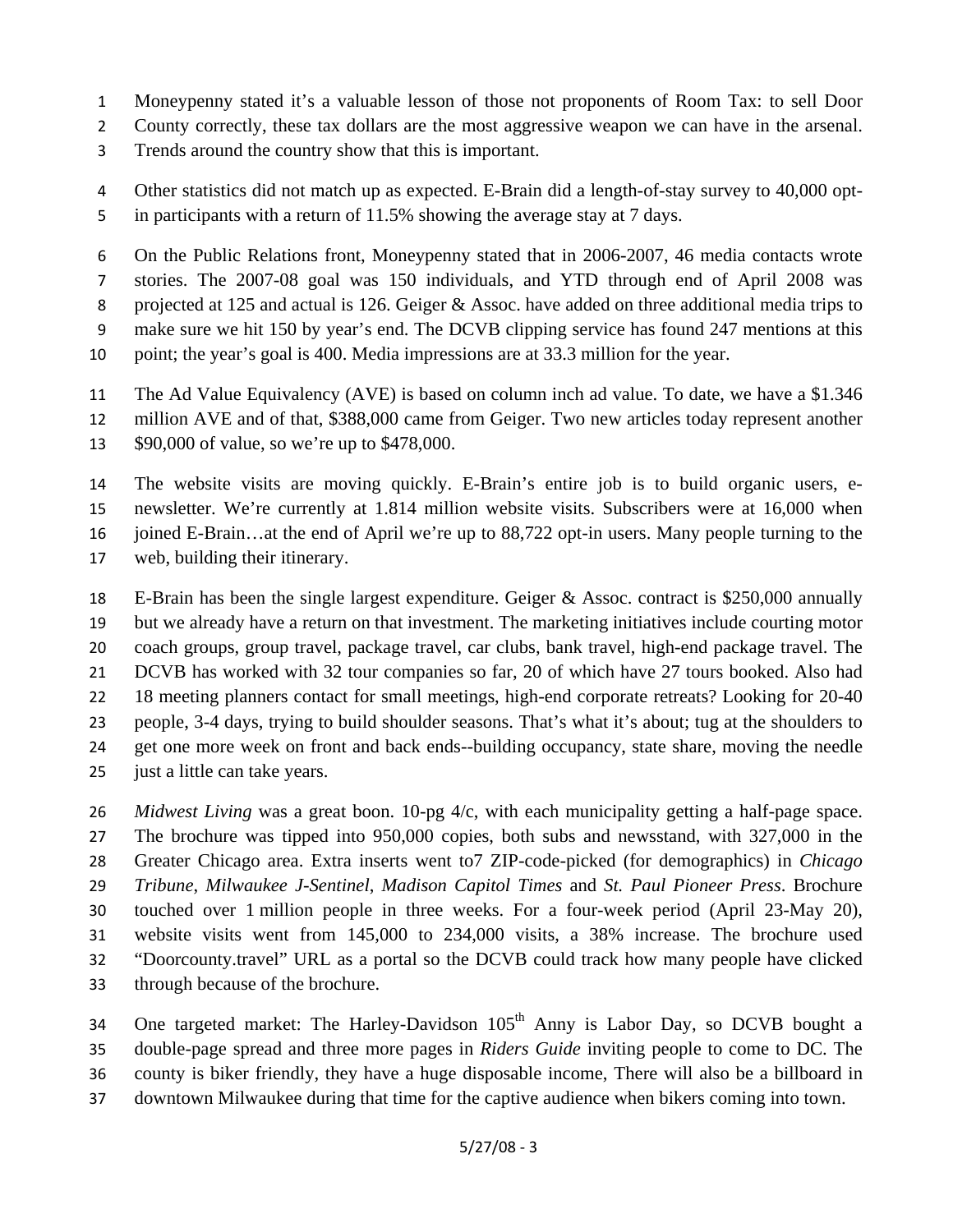Moneypenny stated it's a valuable lesson of those not proponents of Room Tax: to sell Door County correctly, these tax dollars are the most aggressive weapon we can have in the arsenal. Trends around the country show that this is important.

Other statistics did not match up as expected. E-Brain did a length-of-stay survey to 40,000 opt-in participants with a return of 11.5% showing the average stay at 7 days.

On the Public Relations front, Moneypenny stated that in 2006-2007, 46 media contacts wrote stories. The 2007-08 goal was 150 individuals, and YTD through end of April 2008 was projected at 125 and actual is 126. Geiger & Assoc. have added on three additional media trips to make sure we hit 150 by year's end. The DCVB clipping service has found 247 mentions at this point; the year's goal is 400. Media impressions are at 33.3 million for the year.

The Ad Value Equivalency (AVE) is based on column inch ad value. To date, we have a $1.346 million AVE and of that, $388,000 came from Geiger. Two new articles today represent another $90,000 of value, so we're up to $478,000.

The website visits are moving quickly. E-Brain's entire job is to build organic users, e-newsletter. We're currently at 1.814 million website visits. Subscribers were at 16,000 when joined E-Brain…at the end of April we're up to 88,722 opt-in users. Many people turning to the web, building their itinerary.

E-Brain has been the single largest expenditure. Geiger & Assoc. contract is $250,000 annually but we already have a return on that investment. The marketing initiatives include courting motor coach groups, group travel, package travel, car clubs, bank travel, high-end package travel. The DCVB has worked with 32 tour companies so far, 20 of which have 27 tours booked. Also had 18 meeting planners contact for small meetings, high-end corporate retreats? Looking for 20-40 people, 3-4 days, trying to build shoulder seasons. That's what it's about; tug at the shoulders to get one more week on front and back ends--building occupancy, state share, moving the needle just a little can take years.

*Midwest Living* was a great boon. 10-pg 4/c, with each municipality getting a half-page space. The brochure was tipped into 950,000 copies, both subs and newsstand, with 327,000 in the Greater Chicago area. Extra inserts went to7 ZIP-code-picked (for demographics) in *Chicago Tribune*, *Milwaukee J-Sentinel*, *Madison Capitol Times* and *St. Paul Pioneer Press*. Brochure touched over 1 million people in three weeks. For a four-week period (April 23-May 20), website visits went from 145,000 to 234,000 visits, a 38% increase. The brochure used "Doorcounty.travel" URL as a portal so the DCVB could track how many people have clicked through because of the brochure.

One targeted market: The Harley-Davidson 105th Anny is Labor Day, so DCVB bought a double-page spread and three more pages in *Riders Guide* inviting people to come to DC. The county is biker friendly, they have a huge disposable income, There will also be a billboard in downtown Milwaukee during that time for the captive audience when bikers coming into town.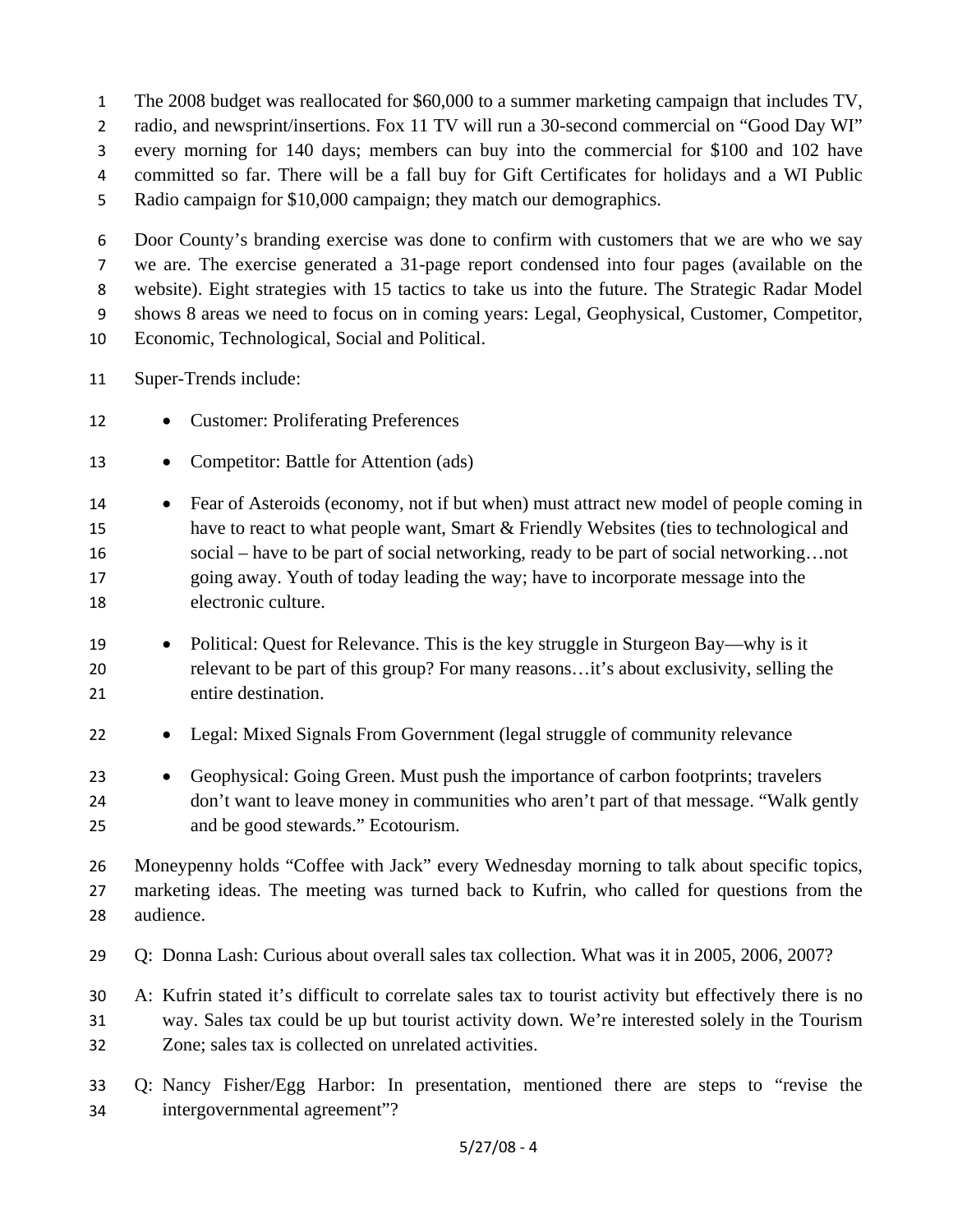The 2008 budget was reallocated for $60,000 to a summer marketing campaign that includes TV, radio, and newsprint/insertions. Fox 11 TV will run a 30-second commercial on "Good Day WI" every morning for 140 days; members can buy into the commercial for $100 and 102 have committed so far. There will be a fall buy for Gift Certificates for holidays and a WI Public Radio campaign for $10,000 campaign; they match our demographics.

Door County's branding exercise was done to confirm with customers that we are who we say we are. The exercise generated a 31-page report condensed into four pages (available on the website). Eight strategies with 15 tactics to take us into the future. The Strategic Radar Model shows 8 areas we need to focus on in coming years: Legal, Geophysical, Customer, Competitor, Economic, Technological, Social and Political.

Super-Trends include:

- Customer: Proliferating Preferences
- Competitor: Battle for Attention (ads)
- Fear of Asteroids (economy, not if but when) must attract new model of people coming in have to react to what people want, Smart & Friendly Websites (ties to technological and social – have to be part of social networking, ready to be part of social networking…not going away. Youth of today leading the way; have to incorporate message into the electronic culture.
- Political: Quest for Relevance. This is the key struggle in Sturgeon Bay—why is it relevant to be part of this group? For many reasons…it's about exclusivity, selling the entire destination.
- Legal: Mixed Signals From Government (legal struggle of community relevance
- Geophysical: Going Green. Must push the importance of carbon footprints; travelers don't want to leave money in communities who aren't part of that message. "Walk gently and be good stewards." Ecotourism.

Moneypenny holds "Coffee with Jack" every Wednesday morning to talk about specific topics, marketing ideas. The meeting was turned back to Kufrin, who called for questions from the audience.

Q: Donna Lash: Curious about overall sales tax collection. What was it in 2005, 2006, 2007?

A: Kufrin stated it's difficult to correlate sales tax to tourist activity but effectively there is no way. Sales tax could be up but tourist activity down. We're interested solely in the Tourism Zone; sales tax is collected on unrelated activities.

Q: Nancy Fisher/Egg Harbor: In presentation, mentioned there are steps to "revise the intergovernmental agreement"?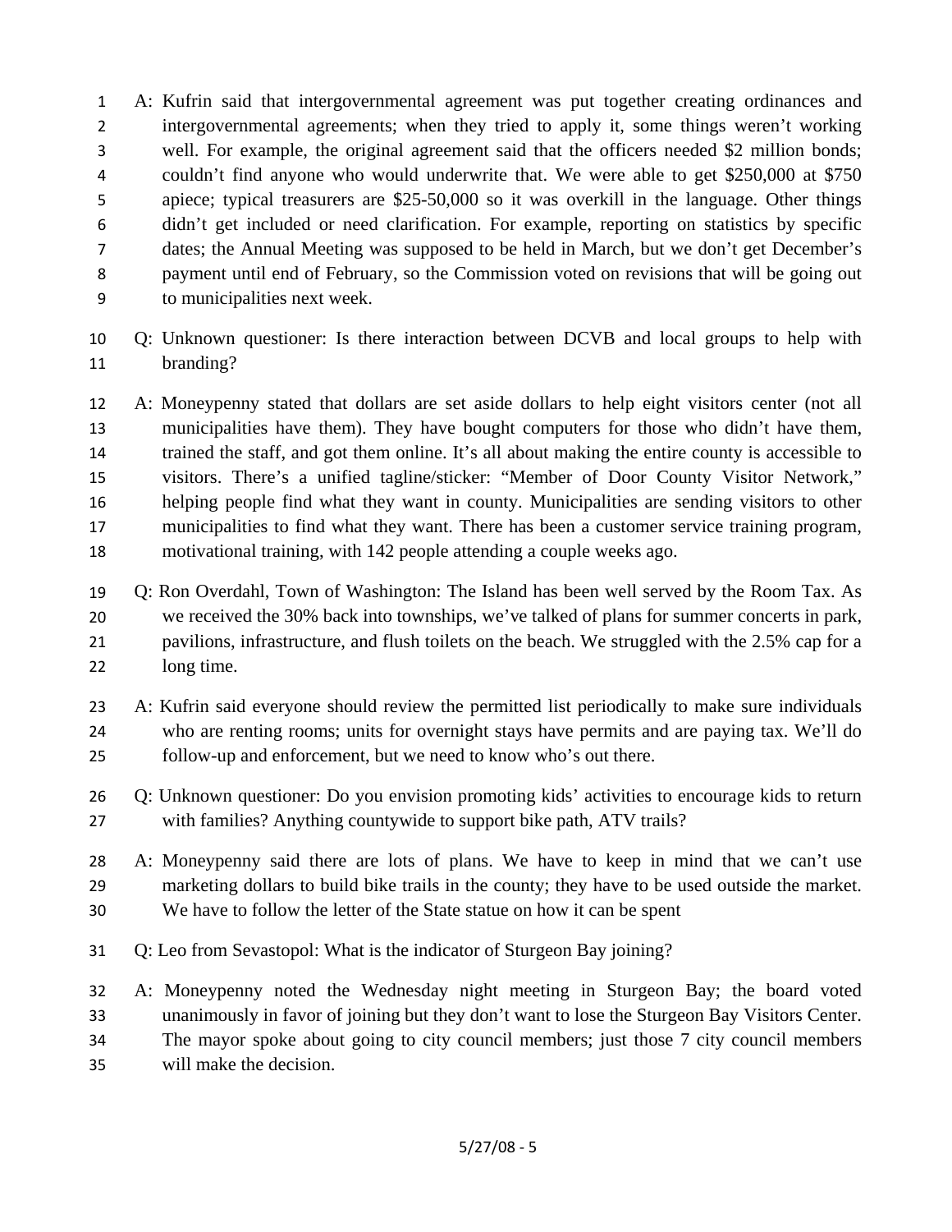A: Kufrin said that intergovernmental agreement was put together creating ordinances and intergovernmental agreements; when they tried to apply it, some things weren't working well. For example, the original agreement said that the officers needed $2 million bonds; couldn't find anyone who would underwrite that. We were able to get $250,000 at $750 apiece; typical treasurers are $25-50,000 so it was overkill in the language. Other things didn't get included or need clarification. For example, reporting on statistics by specific dates; the Annual Meeting was supposed to be held in March, but we don't get December's payment until end of February, so the Commission voted on revisions that will be going out to municipalities next week.

Q: Unknown questioner: Is there interaction between DCVB and local groups to help with branding?

A: Moneypenny stated that dollars are set aside dollars to help eight visitors center (not all municipalities have them). They have bought computers for those who didn't have them, trained the staff, and got them online. It's all about making the entire county is accessible to visitors. There's a unified tagline/sticker: "Member of Door County Visitor Network," helping people find what they want in county. Municipalities are sending visitors to other municipalities to find what they want. There has been a customer service training program, motivational training, with 142 people attending a couple weeks ago.

Q: Ron Overdahl, Town of Washington: The Island has been well served by the Room Tax. As we received the 30% back into townships, we've talked of plans for summer concerts in park, pavilions, infrastructure, and flush toilets on the beach. We struggled with the 2.5% cap for a long time.

A: Kufrin said everyone should review the permitted list periodically to make sure individuals who are renting rooms; units for overnight stays have permits and are paying tax. We'll do follow-up and enforcement, but we need to know who's out there.

Q: Unknown questioner: Do you envision promoting kids' activities to encourage kids to return with families? Anything countywide to support bike path, ATV trails?

A: Moneypenny said there are lots of plans. We have to keep in mind that we can't use marketing dollars to build bike trails in the county; they have to be used outside the market. We have to follow the letter of the State statue on how it can be spent

Q: Leo from Sevastopol: What is the indicator of Sturgeon Bay joining?

A: Moneypenny noted the Wednesday night meeting in Sturgeon Bay; the board voted unanimously in favor of joining but they don't want to lose the Sturgeon Bay Visitors Center. The mayor spoke about going to city council members; just those 7 city council members will make the decision.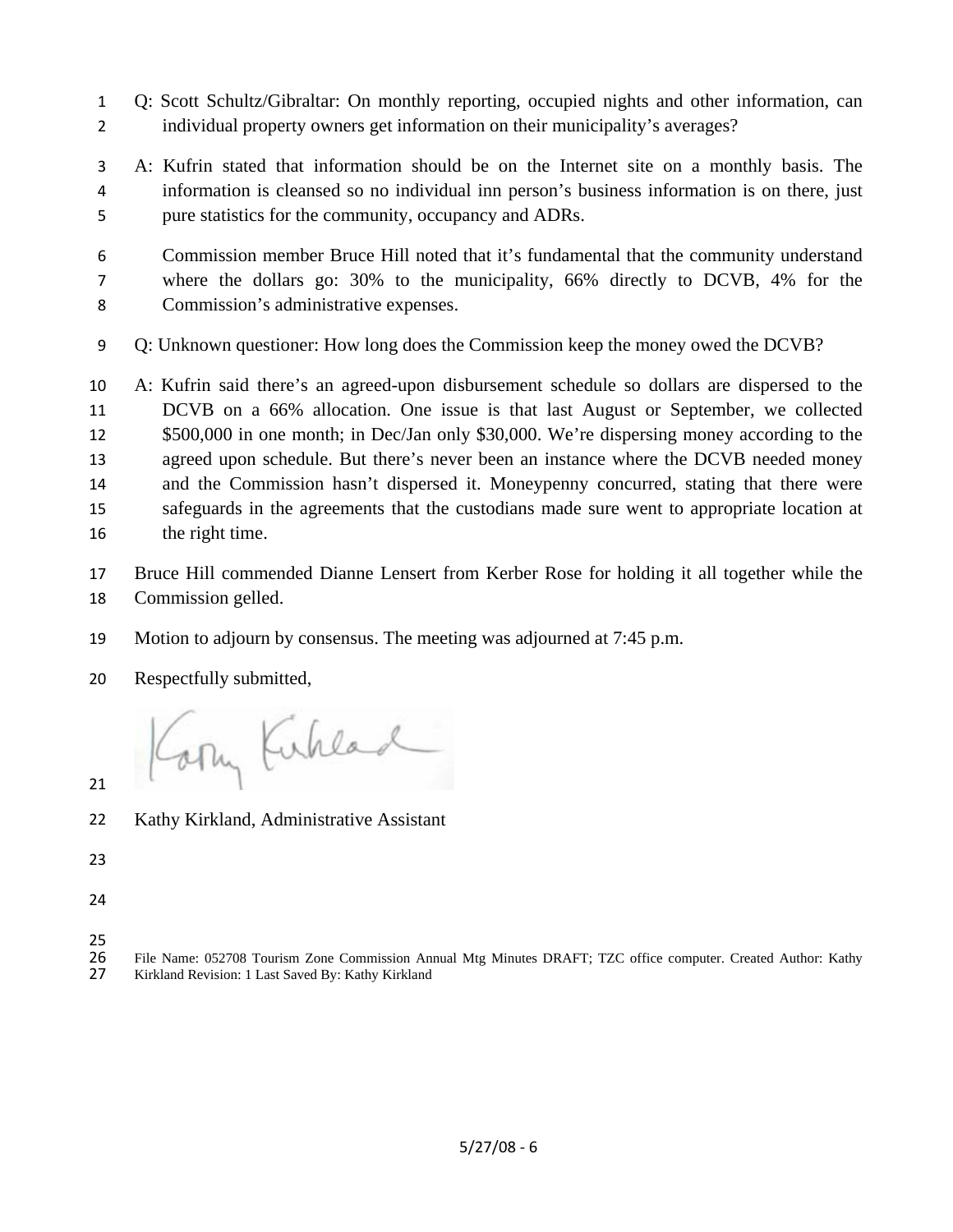Q: Scott Schultz/Gibraltar: On monthly reporting, occupied nights and other information, can individual property owners get information on their municipality's averages?

A: Kufrin stated that information should be on the Internet site on a monthly basis. The information is cleansed so no individual inn person's business information is on there, just pure statistics for the community, occupancy and ADRs.

Commission member Bruce Hill noted that it's fundamental that the community understand where the dollars go: 30% to the municipality, 66% directly to DCVB, 4% for the Commission's administrative expenses.

Q: Unknown questioner: How long does the Commission keep the money owed the DCVB?

A: Kufrin said there's an agreed-upon disbursement schedule so dollars are dispersed to the DCVB on a 66% allocation. One issue is that last August or September, we collected $500,000 in one month; in Dec/Jan only $30,000. We're dispersing money according to the agreed upon schedule. But there's never been an instance where the DCVB needed money and the Commission hasn't dispersed it. Moneypenny concurred, stating that there were safeguards in the agreements that the custodians made sure went to appropriate location at the right time.

Bruce Hill commended Dianne Lensert from Kerber Rose for holding it all together while the Commission gelled.

Motion to adjourn by consensus. The meeting was adjourned at 7:45 p.m.

Respectfully submitted,

Kathy Kirkland, Administrative Assistant

File Name: 052708 Tourism Zone Commission Annual Mtg Minutes DRAFT; TZC office computer. Created Author: Kathy Kirkland Revision: 1 Last Saved By: Kathy Kirkland